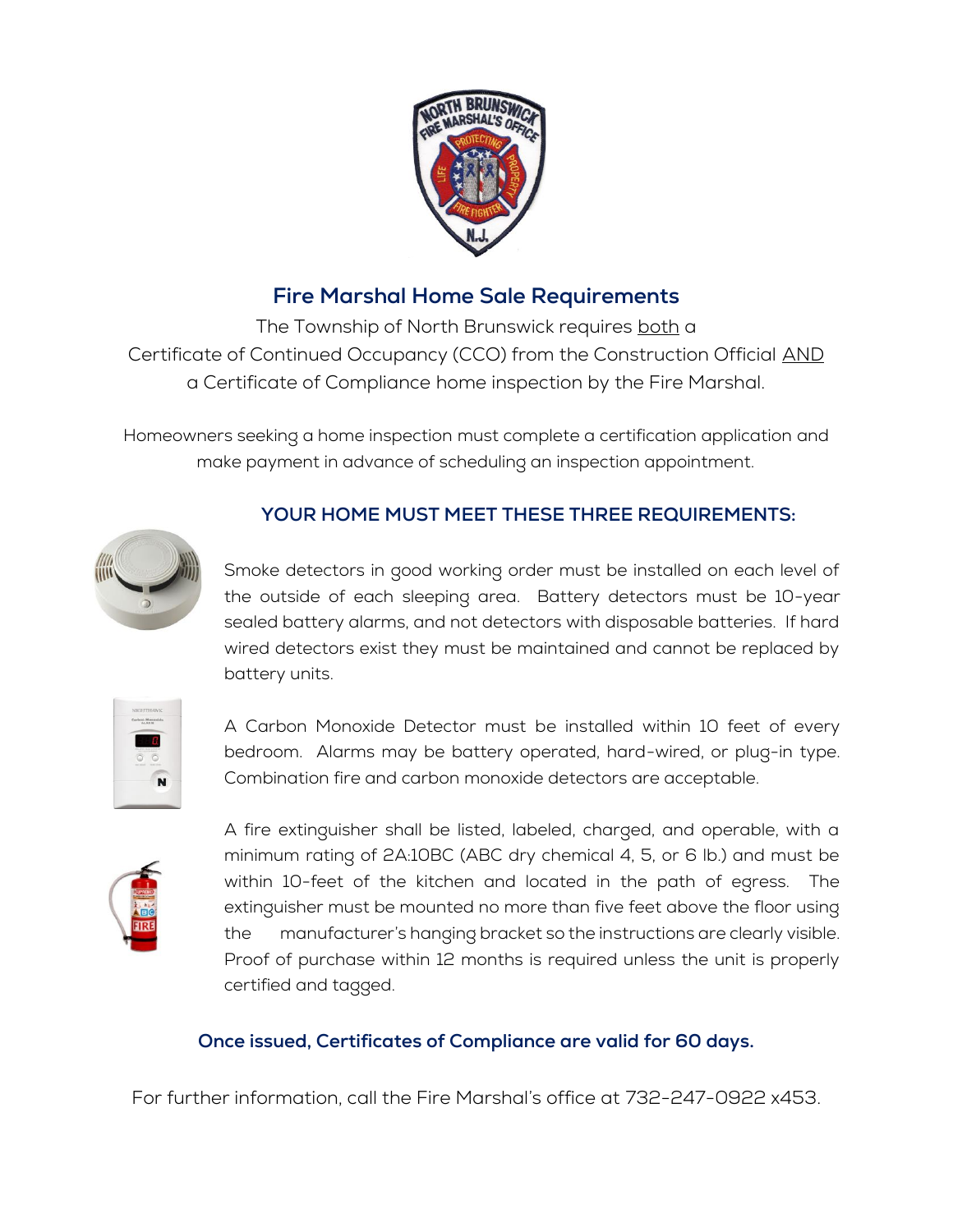# Fire Marshal Home Sale Requirements

The Township of North Brunswick requires both a Certificate of Continued Occupancy (CCO) from the Construction Official AND a Certificate of Compliance home inspection by the Fire Marshal.

Homeowners seeking a home inspection must complete a certification application and make payment in advance of scheduling an inspection appointment.

## YOUR HOME MUST MEET THESE THREE REQUIREMENTS:

Smoke detectors in good working order must be installed on each level of the outside of each sleeping area. Battery detectors must be 10-year sealed battery alarms, and not detectors with disposable batteries. If hard wired detectors exist they must be maintained and cannot be replaced by battery units.

A Carbon Monoxide Detector must be installed within 10 feet of every bedroom. Alarms may be battery operated, hard-wired, or plug-in type. Combination fire and carbon monoxide detectors are acceptable.

A fire extinguisher shall be listed, labeled, charged, and operable, with a minimum rating of 2A:10BC (ABC dry chemical 4, 5, or 6 lb.) and must be within 10-feet of the kitchen and located in the path of egress. The extinguisher must be mounted no more than five feet above the floor using the manufacturer's hanging bracket so the instructions are clearly visible. Proof of purchase within 12 months is required unless the unit is properly certified and tagged.

**Once issued, Certificates of Compliance are valid for 60 days.**

For further information, call the Fire Marshal's office at 732-247-0922 x453.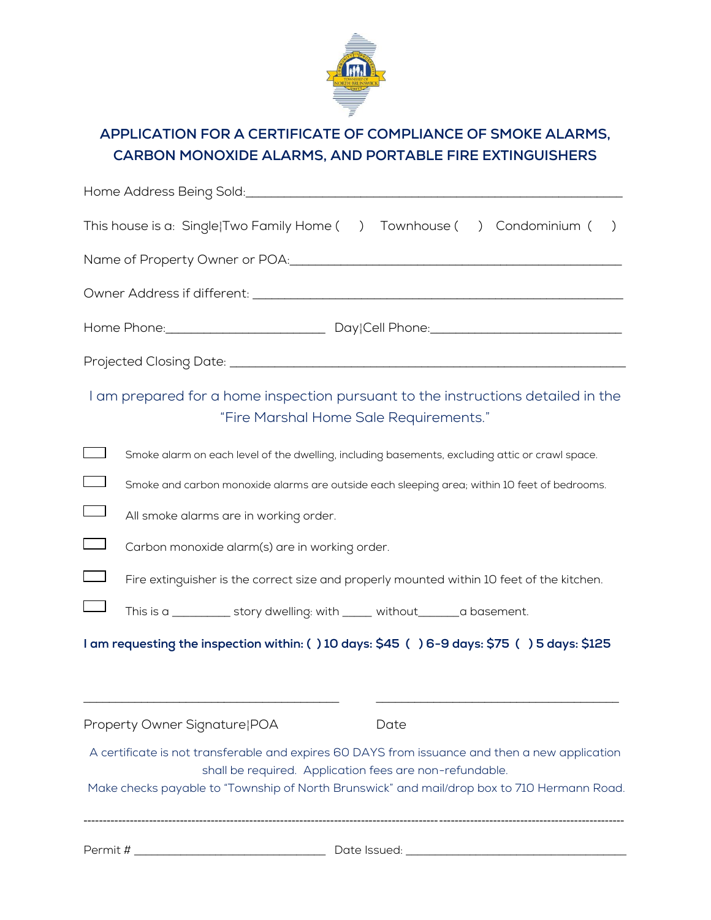## APPLICATION FOR A CERTIFICATE OF COMPLIANCE OF SMOKE ALARMS, CARBON MONOXIDE ALARMS, AND PORTABLE FIRE EXTINGUISHERS

Home Address Being Sold:\_\_\_\_\_\_\_\_\_\_\_\_\_\_\_\_\_\_\_\_\_\_\_\_\_\_\_\_\_\_\_\_\_\_\_\_\_\_\_\_\_\_\_\_\_\_\_\_

This house is a: Single/Two Family Home ( ) Townhouse ( ) Condominium ( )

Name of Property Owner or POA:\_\_\_\_\_\_\_\_\_\_\_\_\_\_\_\_\_\_\_\_\_\_\_\_\_\_\_\_\_\_\_\_\_\_\_\_\_\_\_\_\_\_

Owner Address if different: \_\_\_\_\_\_\_\_\_\_\_\_\_\_\_\_\_\_\_\_\_\_\_\_\_\_\_\_\_\_\_\_\_\_\_\_\_\_\_\_\_\_\_\_\_\_

Home Phone:\_\_\_\_\_\_\_\_\_\_\_\_\_\_\_\_\_\_\_\_\_\_ Day/Cell Phone:\_\_\_\_\_\_\_\_\_\_\_\_\_\_\_\_\_\_\_\_\_\_\_\_\_\_

Projected Closing Date: \_\_\_\_\_\_\_\_\_\_\_\_\_\_\_\_\_\_\_\_\_\_\_\_\_\_\_\_\_\_\_\_\_\_\_\_\_\_\_\_\_\_\_\_\_\_\_\_\_\_

I am prepared for a home inspection pursuant to the instructions detailed in the "Fire Marshal Home Sale Requirements."

- ☐ Smoke alarm on each level of the dwelling, including basements, excluding attic or crawl space.
- ☐ Smoke and carbon monoxide alarms are outside each sleeping area; within 10 feet of bedrooms.
- ☐ All smoke alarms are in working order.
- ☐ Carbon monoxide alarm(s) are in working order.
- ☐ Fire extinguisher is the correct size and properly mounted within 10 feet of the kitchen.
- ☐ This is a \_\_\_\_\_\_\_\_\_ story dwelling: with \_\_\_\_\_ without\_\_\_\_\_\_\_a basement.

**I am requesting the inspection within: ( ) 10 days: $45 ( ) 6-9 days: $75 ( ) 5 days: $125**

\_\_\_\_\_\_\_\_\_\_\_\_\_\_\_\_\_\_\_\_\_\_\_\_\_\_\_\_\_\_\_\_\_\_\_\_ \_\_\_\_\_\_\_\_\_\_\_\_\_\_\_\_\_\_\_\_\_\_\_\_\_\_\_\_\_\_\_\_\_\_\_

Property Owner Signature/POA Date

A certificate is not transferable and expires 60 DAYS from issuance and then a new application shall be required. Application fees are non-refundable.

Make checks payable to "Township of North Brunswick" and mail/drop box to 710 Hermann Road.

---

Permit # \_\_\_\_\_\_\_\_\_\_\_\_\_\_\_\_\_\_\_\_\_\_\_\_\_\_\_\_ Date Issued: \_\_\_\_\_\_\_\_\_\_\_\_\_\_\_\_\_\_\_\_\_\_\_\_\_\_\_\_\_\_\_\_